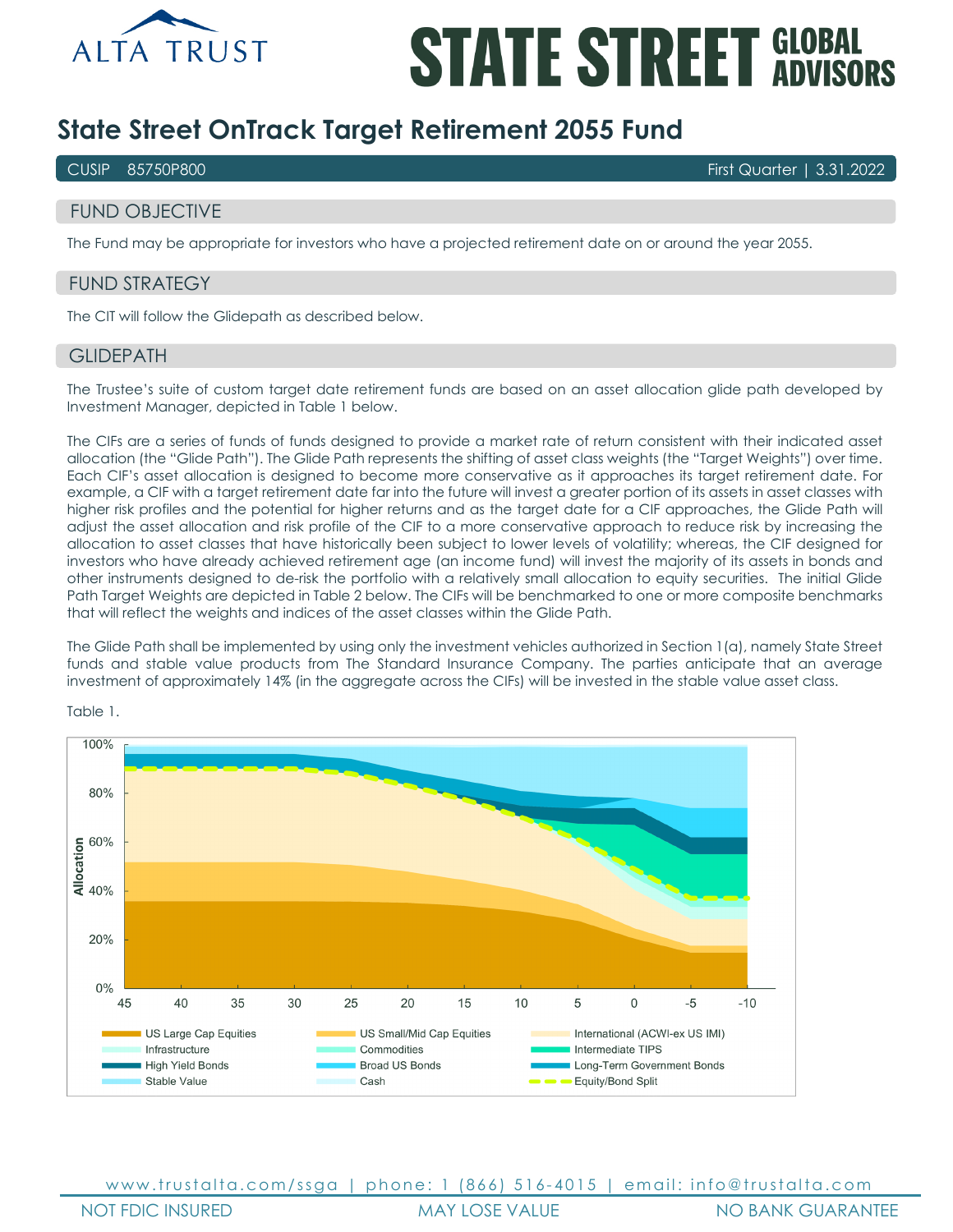ALTA TRUST

STATE STREET GLOBAL ADVISORS

# State Street OnTrack Target Retirement 2055 Fund

CUSIP 85750P800 | First Quarter | 3.31.2022

## FUND OBJECTIVE

The Fund may be appropriate for investors who have a projected retirement date on or around the year 2055.

## FUND STRATEGY

The CIT will follow the Glidepath as described below.

## GLIDEPATH

The Trustee's suite of custom target date retirement funds are based on an asset allocation glide path developed by Investment Manager, depicted in Table 1 below.

The CIFs are a series of funds of funds designed to provide a market rate of return consistent with their indicated asset allocation (the "Glide Path"). The Glide Path represents the shifting of asset class weights (the "Target Weights") over time. Each CIF's asset allocation is designed to become more conservative as it approaches its target retirement date. For example, a CIF with a target retirement date far into the future will invest a greater portion of its assets in asset classes with higher risk profiles and the potential for higher returns and as the target date for a CIF approaches, the Glide Path will adjust the asset allocation and risk profile of the CIF to a more conservative approach to reduce risk by increasing the allocation to asset classes that have historically been subject to lower levels of volatility; whereas, the CIF designed for investors who have already achieved retirement age (an income fund) will invest the majority of its assets in bonds and other instruments designed to de-risk the portfolio with a relatively small allocation to equity securities. The initial Glide Path Target Weights are depicted in Table 2 below. The CIFs will be benchmarked to one or more composite benchmarks that will reflect the weights and indices of the asset classes within the Glide Path.

The Glide Path shall be implemented by using only the investment vehicles authorized in Section 1(a), namely State Street funds and stable value products from The Standard Insurance Company. The parties anticipate that an average investment of approximately 14% (in the aggregate across the CIFs) will be invested in the stable value asset class.

Table 1.

Allocation (0%–100%) by years to retirement (45, 40, 35, 30, 25, 20, 15, 10, 5, 0, -5, -10)

Legend: US Large Cap Equities, US Small/Mid Cap Equities, International (ACWI-ex US IMI), Infrastructure, Commodities, Intermediate TIPS, High Yield Bonds, Broad US Bonds, Long-Term Government Bonds, Stable Value, Cash, Equity/Bond Split

www.trustalta.com/ssga | phone: 1 (866) 516-4015 | email: info@trustalta.com

NOT FDIC INSURED | MAY LOSE VALUE | NO BANK GUARANTEE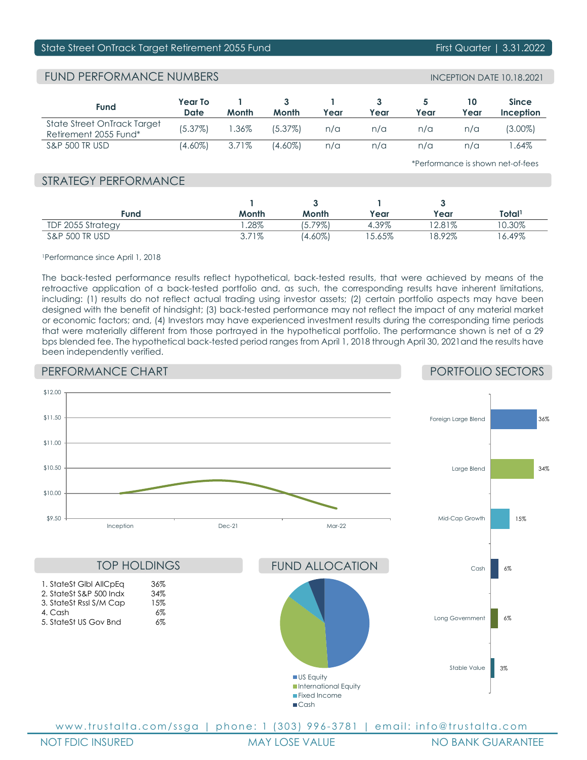State Street OnTrack Target Retirement 2055 Fund — First Quarter | 3.31.2022

## FUND PERFORMANCE NUMBERS

INCEPTION DATE 10.18.2021

| Fund | Year To Date | 1 Month | 3 Month | 1 Year | 3 Year | 5 Year | 10 Year | Since Inception |
|---|---|---|---|---|---|---|---|---|
| State Street OnTrack Target Retirement 2055 Fund* | (5.37%) | 1.36% | (5.37%) | n/a | n/a | n/a | n/a | (3.00%) |
| S&P 500 TR USD | (4.60%) | 3.71% | (4.60%) | n/a | n/a | n/a | n/a | 1.64% |

*Performance is shown net-of-fees

## STRATEGY PERFORMANCE

| Fund | 1 Month | 3 Month | 1 Year | 3 Year | Total[1] |
|---|---|---|---|---|---|
| TDF 2055 Strategy | 1.28% | (5.79%) | 4.39% | 12.81% | 10.30% |
| S&P 500 TR USD | 3.71% | (4.60%) | 15.65% | 18.92% | 16.49% |

[1]Performance since April 1, 2018

The back-tested performance results reflect hypothetical, back-tested results, that were achieved by means of the retroactive application of a back-tested portfolio and, as such, the corresponding results have inherent limitations, including: (1) results do not reflect actual trading using investor assets; (2) certain portfolio aspects may have been designed with the benefit of hindsight; (3) back-tested performance may not reflect the impact of any material market or economic factors; and, (4) Investors may have experienced investment results during the corresponding time periods that were materially different from those portrayed in the hypothetical portfolio. The performance shown is net of a 29 bps blended fee. The hypothetical back-tested period ranges from April 1, 2018 through April 30, 2021and the results have been independently verified.

## PERFORMANCE CHART

## PORTFOLIO SECTORS

| Sector | % |
|---|---|
| Foreign Large Blend | 36% |
| Large Blend | 34% |
| Mid-Cap Growth | 15% |
| Cash | 6% |
| Long Government | 6% |
| Stable Value | 3% |

## TOP HOLDINGS

| Holding | % |
|---|---|
| 1. StateSt Glbl AllCpEq | 36% |
| 2. StateSt S&P 500 Indx | 34% |
| 3. StateSt Rssl S/M Cap | 15% |
| 4. Cash | 6% |
| 5. StateSt US Gov Bnd | 6% |

## FUND ALLOCATION

- US Equity
- International Equity
- Fixed Income
- Cash

www.trustalta.com/ssga | phone: 1 (303) 996-3781 | email: info@trustalta.com

NOT FDIC INSURED | MAY LOSE VALUE | NO BANK GUARANTEE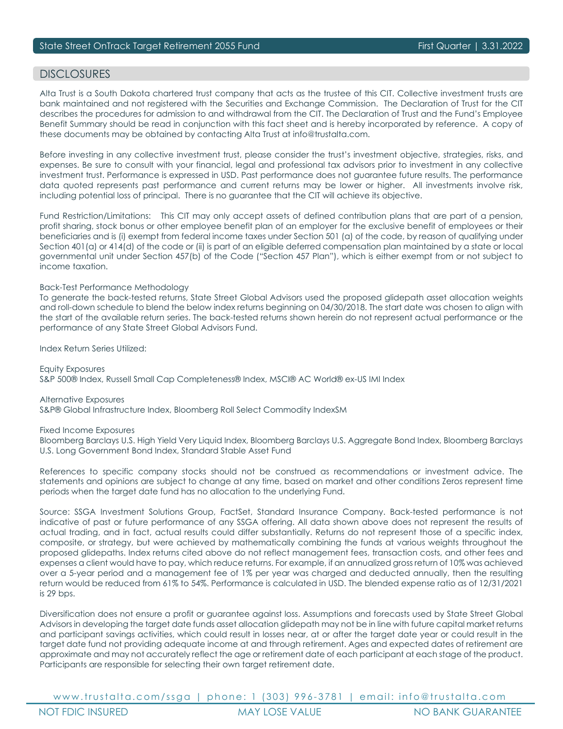## DISCLOSURES

Alta Trust is a South Dakota chartered trust company that acts as the trustee of this CIT. Collective investment trusts are bank maintained and not registered with the Securities and Exchange Commission. The Declaration of Trust for the CIT describes the procedures for admission to and withdrawal from the CIT. The Declaration of Trust and the Fund's Employee Benefit Summary should be read in conjunction with this fact sheet and is hereby incorporated by reference. A copy of these documents may be obtained by contacting Alta Trust at info@trustalta.com.

Before investing in any collective investment trust, please consider the trust's investment objective, strategies, risks, and expenses. Be sure to consult with your financial, legal and professional tax advisors prior to investment in any collective investment trust. Performance is expressed in USD. Past performance does not guarantee future results. The performance data quoted represents past performance and current returns may be lower or higher. All investments involve risk, including potential loss of principal. There is no guarantee that the CIT will achieve its objective.

Fund Restriction/Limitations: This CIT may only accept assets of defined contribution plans that are part of a pension, profit sharing, stock bonus or other employee benefit plan of an employer for the exclusive benefit of employees or their beneficiaries and is (i) exempt from federal income taxes under Section 501 (a) of the code, by reason of qualifying under Section 401(a) or 414(d) of the code or (ii) is part of an eligible deferred compensation plan maintained by a state or local governmental unit under Section 457(b) of the Code ("Section 457 Plan"), which is either exempt from or not subject to income taxation.

Back-Test Performance Methodology
To generate the back-tested returns, State Street Global Advisors used the proposed glidepath asset allocation weights and roll-down schedule to blend the below index returns beginning on 04/30/2018. The start date was chosen to align with the start of the available return series. The back-tested returns shown herein do not represent actual performance or the performance of any State Street Global Advisors Fund.

Index Return Series Utilized:

Equity Exposures
S&P 500® Index, Russell Small Cap Completeness® Index, MSCI® AC World® ex-US IMI Index

Alternative Exposures
S&P® Global Infrastructure Index, Bloomberg Roll Select Commodity IndexSM

Fixed Income Exposures
Bloomberg Barclays U.S. High Yield Very Liquid Index, Bloomberg Barclays U.S. Aggregate Bond Index, Bloomberg Barclays U.S. Long Government Bond Index, Standard Stable Asset Fund

References to specific company stocks should not be construed as recommendations or investment advice. The statements and opinions are subject to change at any time, based on market and other conditions Zeros represent time periods when the target date fund has no allocation to the underlying Fund.

Source: SSGA Investment Solutions Group, FactSet, Standard Insurance Company. Back-tested performance is not indicative of past or future performance of any SSGA offering. All data shown above does not represent the results of actual trading, and in fact, actual results could differ substantially. Returns do not represent those of a specific index, composite, or strategy, but were achieved by mathematically combining the funds at various weights throughout the proposed glidepaths. Index returns cited above do not reflect management fees, transaction costs, and other fees and expenses a client would have to pay, which reduce returns. For example, if an annualized gross return of 10% was achieved over a 5-year period and a management fee of 1% per year was charged and deducted annually, then the resulting return would be reduced from 61% to 54%. Performance is calculated in USD. The blended expense ratio as of 12/31/2021 is 29 bps.

Diversification does not ensure a profit or guarantee against loss. Assumptions and forecasts used by State Street Global Advisors in developing the target date funds asset allocation glidepath may not be in line with future capital market returns and participant savings activities, which could result in losses near, at or after the target date year or could result in the target date fund not providing adequate income at and through retirement. Ages and expected dates of retirement are approximate and may not accurately reflect the age or retirement date of each participant at each stage of the product. Participants are responsible for selecting their own target retirement date.

www.trustalta.com/ssga | phone: 1 (303) 996-3781 | email: info@trustalta.com

NOT FDIC INSURED | MAY LOSE VALUE | NO BANK GUARANTEE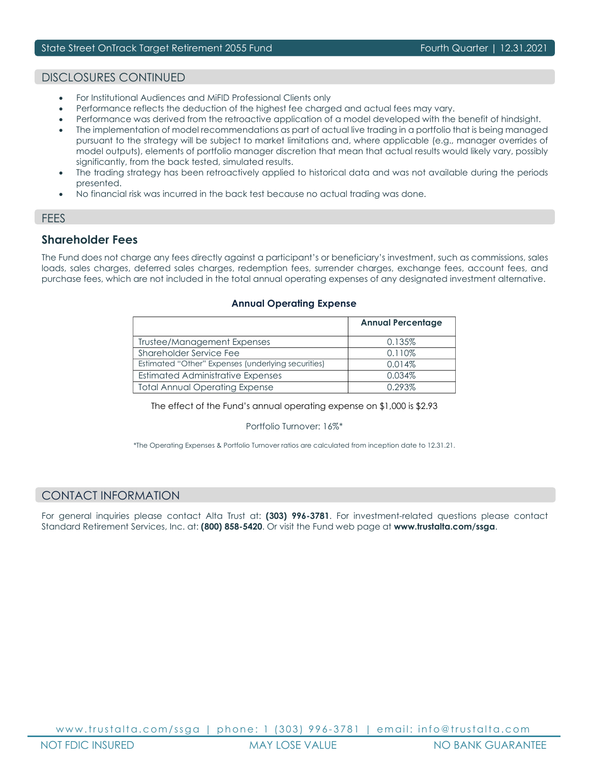## DISCLOSURES CONTINUED

- For Institutional Audiences and MiFID Professional Clients only
- Performance reflects the deduction of the highest fee charged and actual fees may vary.
- Performance was derived from the retroactive application of a model developed with the benefit of hindsight.
- The implementation of model recommendations as part of actual live trading in a portfolio that is being managed pursuant to the strategy will be subject to market limitations and, where applicable (e.g., manager overrides of model outputs), elements of portfolio manager discretion that mean that actual results would likely vary, possibly significantly, from the back tested, simulated results.
- The trading strategy has been retroactively applied to historical data and was not available during the periods presented.
- No financial risk was incurred in the back test because no actual trading was done.

## FEES

### Shareholder Fees

The Fund does not charge any fees directly against a participant's or beneficiary's investment, such as commissions, sales loads, sales charges, deferred sales charges, redemption fees, surrender charges, exchange fees, account fees, and purchase fees, which are not included in the total annual operating expenses of any designated investment alternative.

**Annual Operating Expense**

| | Annual Percentage |
|---|---|
| Trustee/Management Expenses | 0.135% |
| Shareholder Service Fee | 0.110% |
| Estimated "Other" Expenses (underlying securities) | 0.014% |
| Estimated Administrative Expenses | 0.034% |
| Total Annual Operating Expense | 0.293% |

The effect of the Fund's annual operating expense on $1,000 is $2.93

Portfolio Turnover: 16%*

*The Operating Expenses & Portfolio Turnover ratios are calculated from inception date to 12.31.21.

## CONTACT INFORMATION

For general inquiries please contact Alta Trust at: **(303) 996-3781**. For investment-related questions please contact Standard Retirement Services, Inc. at: **(800) 858-5420**. Or visit the Fund web page at **www.trustalta.com/ssga**.